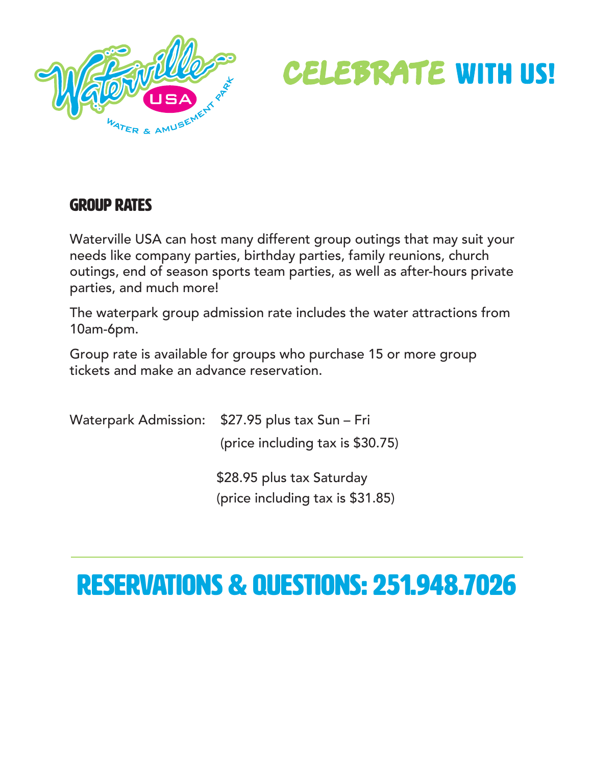Waterville USA

WATER & AMUSEMENT PARK

# CELEBRATE WITH US!

## GROUP RATES

Waterville USA can host many different group outings that may suit your needs like company parties, birthday parties, family reunions, church outings, end of season sports team parties, as well as after-hours private parties, and much more!

The waterpark group admission rate includes the water attractions from 10am-6pm.

Group rate is available for groups who purchase 15 or more group tickets and make an advance reservation.

Waterpark Admission: $27.95 plus tax Sun – Fri
(price including tax is $30.75)

$28.95 plus tax Saturday
(price including tax is $31.85)

---

## RESERVATIONS & QUESTIONS: 251.948.7026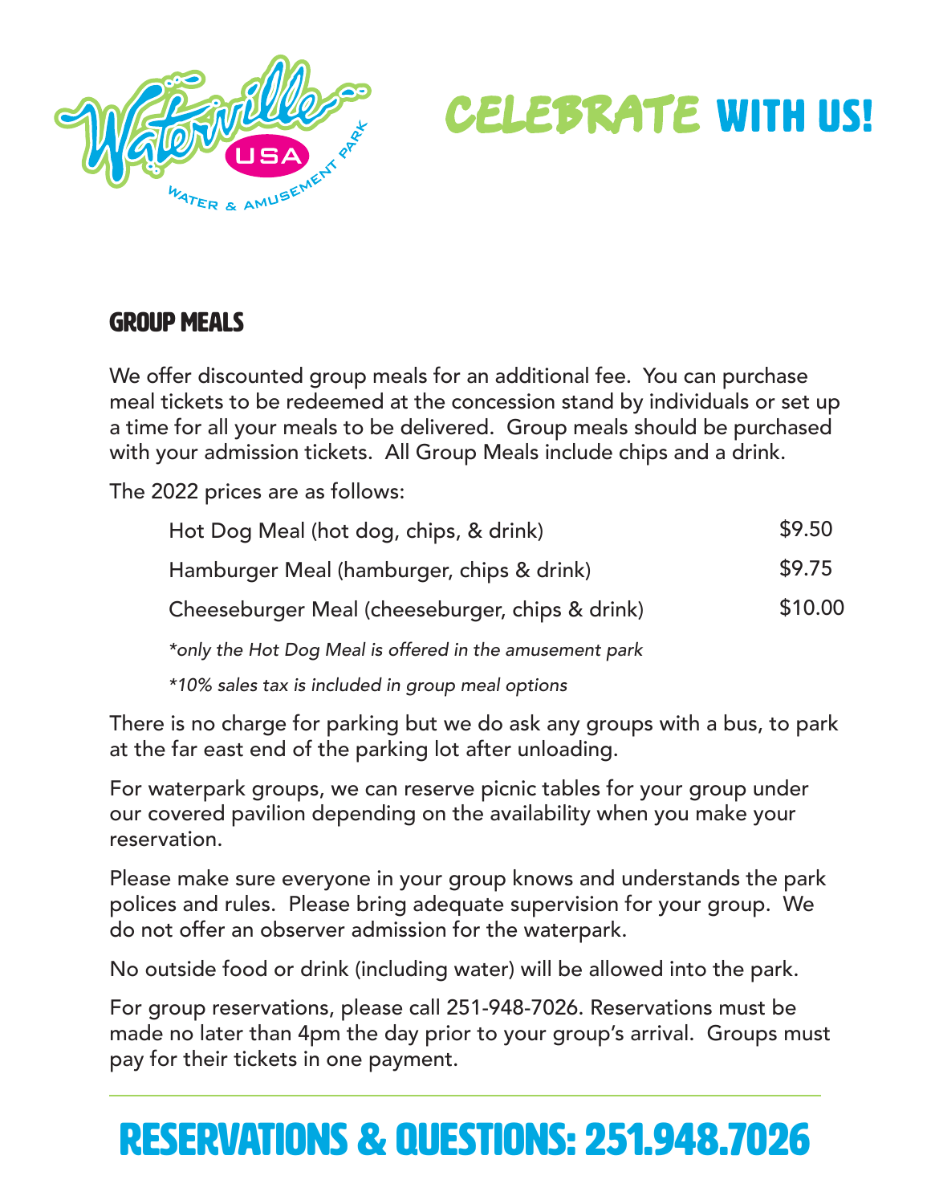# CELEBRATE WITH US!

## GROUP MEALS

We offer discounted group meals for an additional fee. You can purchase meal tickets to be redeemed at the concession stand by individuals or set up a time for all your meals to be delivered. Group meals should be purchased with your admission tickets. All Group Meals include chips and a drink.

The 2022 prices are as follows:

| | |
|---|---|
| Hot Dog Meal (hot dog, chips, & drink) | $9.50 |
| Hamburger Meal (hamburger, chips & drink) | $9.75 |
| Cheeseburger Meal (cheeseburger, chips & drink) | $10.00 |

*\*only the Hot Dog Meal is offered in the amusement park*

*\*10% sales tax is included in group meal options*

There is no charge for parking but we do ask any groups with a bus, to park at the far east end of the parking lot after unloading.

For waterpark groups, we can reserve picnic tables for your group under our covered pavilion depending on the availability when you make your reservation.

Please make sure everyone in your group knows and understands the park polices and rules. Please bring adequate supervision for your group. We do not offer an observer admission for the waterpark.

No outside food or drink (including water) will be allowed into the park.

For group reservations, please call 251-948-7026. Reservations must be made no later than 4pm the day prior to your group's arrival. Groups must pay for their tickets in one payment.

## RESERVATIONS & QUESTIONS: 251.948.7026